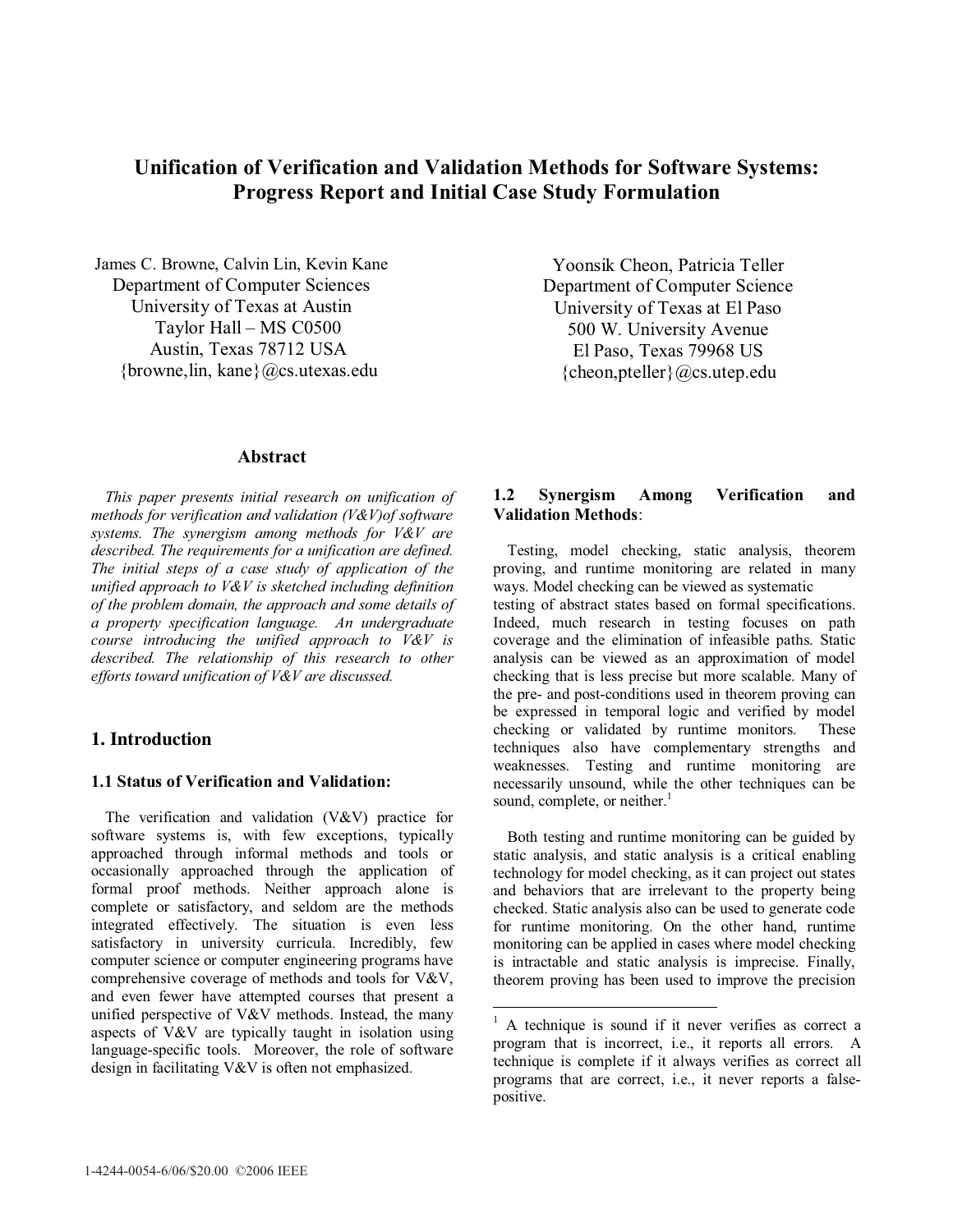# Unification of Verification and Validation Methods for Software Systems: Progress Report and Initial Case Study Formulation

James C. Browne, Calvin Lin, Kevin Kane
Department of Computer Sciences
University of Texas at Austin
Taylor Hall – MS C0500
Austin, Texas 78712 USA
{browne,lin, kane}@cs.utexas.edu

Yoonsik Cheon, Patricia Teller
Department of Computer Science
University of Texas at El Paso
500 W. University Avenue
El Paso, Texas 79968 US
{cheon,pteller}@cs.utep.edu

## Abstract

*This paper presents initial research on unification of methods for verification and validation (V&V)of software systems. The synergism among methods for V&V are described. The requirements for a unification are defined. The initial steps of a case study of application of the unified approach to V&V is sketched including definition of the problem domain, the approach and some details of a property specification language. An undergraduate course introducing the unified approach to V&V is described. The relationship of this research to other efforts toward unification of V&V are discussed.*

## 1. Introduction

### 1.1 Status of Verification and Validation:

The verification and validation (V&V) practice for software systems is, with few exceptions, typically approached through informal methods and tools or occasionally approached through the application of formal proof methods. Neither approach alone is complete or satisfactory, and seldom are the methods integrated effectively. The situation is even less satisfactory in university curricula. Incredibly, few computer science or computer engineering programs have comprehensive coverage of methods and tools for V&V, and even fewer have attempted courses that present a unified perspective of V&V methods. Instead, the many aspects of V&V are typically taught in isolation using language-specific tools. Moreover, the role of software design in facilitating V&V is often not emphasized.

### 1.2 Synergism Among Verification and Validation Methods:

Testing, model checking, static analysis, theorem proving, and runtime monitoring are related in many ways. Model checking can be viewed as systematic testing of abstract states based on formal specifications. Indeed, much research in testing focuses on path coverage and the elimination of infeasible paths. Static analysis can be viewed as an approximation of model checking that is less precise but more scalable. Many of the pre- and post-conditions used in theorem proving can be expressed in temporal logic and verified by model checking or validated by runtime monitors. These techniques also have complementary strengths and weaknesses. Testing and runtime monitoring are necessarily unsound, while the other techniques can be sound, complete, or neither.[1]

Both testing and runtime monitoring can be guided by static analysis, and static analysis is a critical enabling technology for model checking, as it can project out states and behaviors that are irrelevant to the property being checked. Static analysis also can be used to generate code for runtime monitoring. On the other hand, runtime monitoring can be applied in cases where model checking is intractable and static analysis is imprecise. Finally, theorem proving has been used to improve the precision

[1] A technique is sound if it never verifies as correct a program that is incorrect, i.e., it reports all errors. A technique is complete if it always verifies as correct all programs that are correct, i.e., it never reports a false-positive.

1-4244-0054-6/06/$20.00 ©2006 IEEE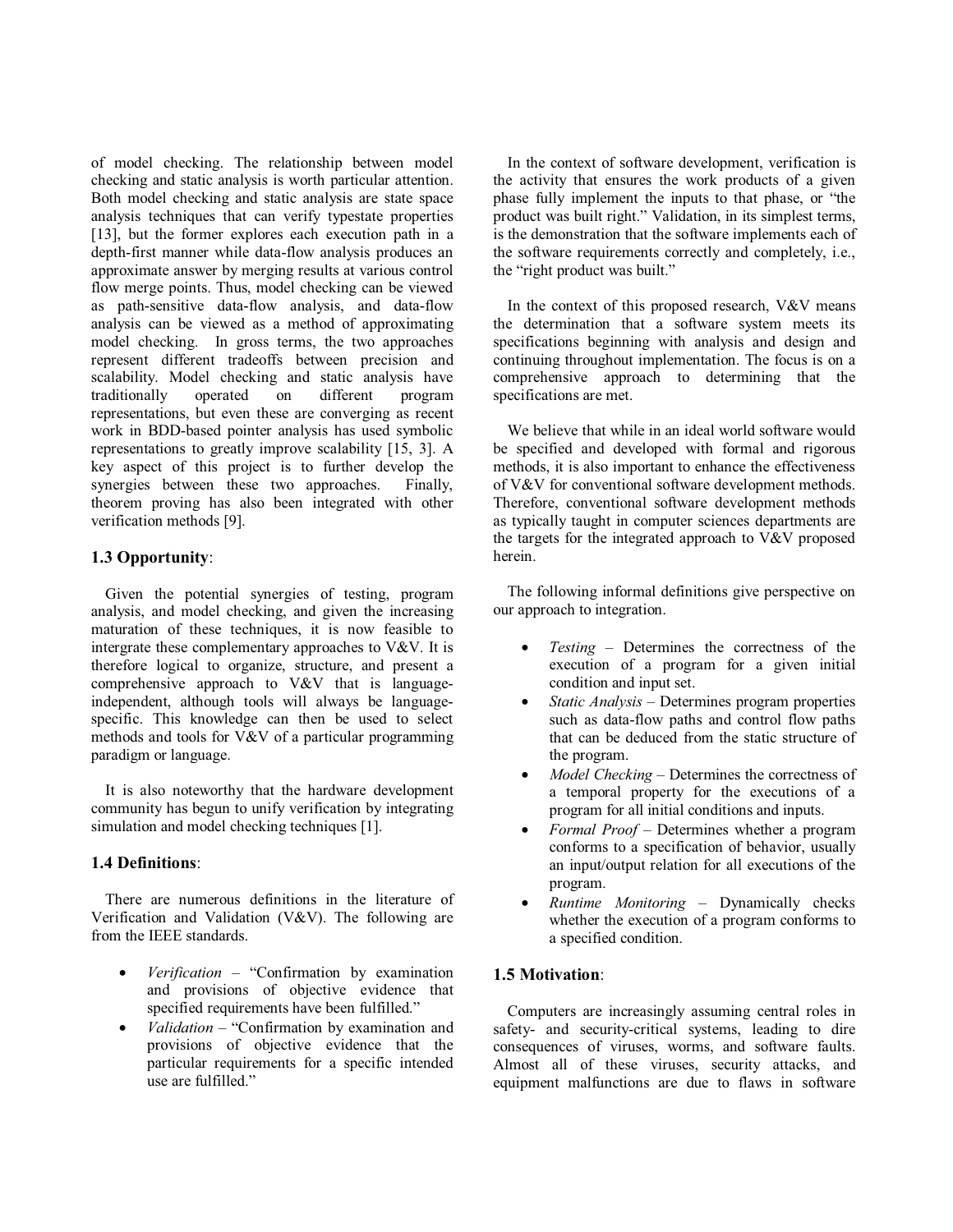of model checking. The relationship between model checking and static analysis is worth particular attention. Both model checking and static analysis are state space analysis techniques that can verify typestate properties [13], but the former explores each execution path in a depth-first manner while data-flow analysis produces an approximate answer by merging results at various control flow merge points. Thus, model checking can be viewed as path-sensitive data-flow analysis, and data-flow analysis can be viewed as a method of approximating model checking. In gross terms, the two approaches represent different tradeoffs between precision and scalability. Model checking and static analysis have traditionally operated on different program representations, but even these are converging as recent work in BDD-based pointer analysis has used symbolic representations to greatly improve scalability [15, 3]. A key aspect of this project is to further develop the synergies between these two approaches. Finally, theorem proving has also been integrated with other verification methods [9].

### 1.3 Opportunity:

Given the potential synergies of testing, program analysis, and model checking, and given the increasing maturation of these techniques, it is now feasible to intergrate these complementary approaches to V&V. It is therefore logical to organize, structure, and present a comprehensive approach to V&V that is language-independent, although tools will always be language-specific. This knowledge can then be used to select methods and tools for V&V of a particular programming paradigm or language.

It is also noteworthy that the hardware development community has begun to unify verification by integrating simulation and model checking techniques [1].

### 1.4 Definitions:

There are numerous definitions in the literature of Verification and Validation (V&V). The following are from the IEEE standards.

- *Verification* – "Confirmation by examination and provisions of objective evidence that specified requirements have been fulfilled."
- *Validation* – "Confirmation by examination and provisions of objective evidence that the particular requirements for a specific intended use are fulfilled."

In the context of software development, verification is the activity that ensures the work products of a given phase fully implement the inputs to that phase, or "the product was built right." Validation, in its simplest terms, is the demonstration that the software implements each of the software requirements correctly and completely, i.e., the "right product was built."

In the context of this proposed research, V&V means the determination that a software system meets its specifications beginning with analysis and design and continuing throughout implementation. The focus is on a comprehensive approach to determining that the specifications are met.

We believe that while in an ideal world software would be specified and developed with formal and rigorous methods, it is also important to further enhance the effectiveness of V&V for conventional software development methods. Therefore, conventional software development methods as typically taught in computer sciences departments are the targets for the integrated approach to V&V proposed herein.

The following informal definitions give perspective on our approach to integration.

- *Testing* – Determines the correctness of the execution of a program for a given initial condition and input set.
- *Static Analysis* – Determines program properties such as data-flow paths and control flow paths that can be deduced from the static structure of the program.
- *Model Checking* – Determines the correctness of a temporal property for the executions of a program for all initial conditions and inputs.
- *Formal Proof* – Determines whether a program conforms to a specification of behavior, usually an input/output relation for all executions of the program.
- *Runtime Monitoring* – Dynamically checks whether the execution of a program conforms to a specified condition.

### 1.5 Motivation:

Computers are increasingly assuming central roles in safety- and security-critical systems, leading to dire consequences of viruses, worms, and software faults. Almost all of these viruses, security attacks, and equipment malfunctions are due to flaws in software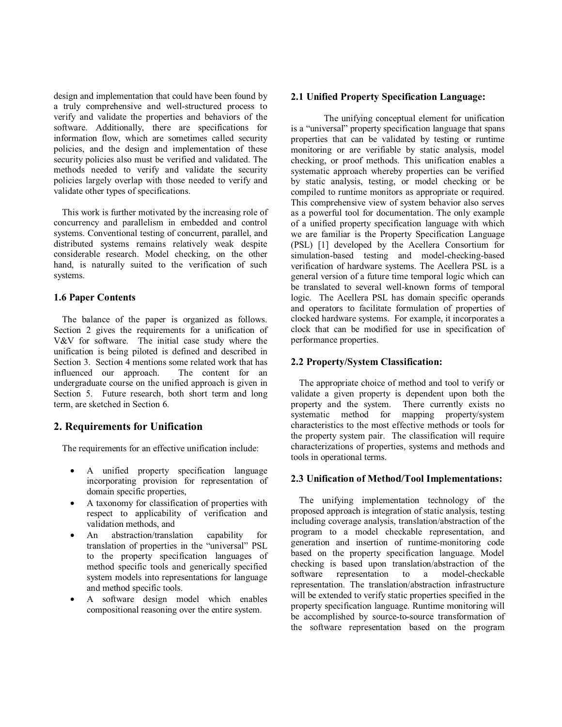design and implementation that could have been found by a truly comprehensive and well-structured process to verify and validate the properties and behaviors of the software. Additionally, there are specifications for information flow, which are sometimes called security policies, and the design and implementation of these security policies also must be verified and validated. The methods needed to verify and validate the security policies largely overlap with those needed to verify and validate other types of specifications.

This work is further motivated by the increasing role of concurrency and parallelism in embedded and control systems. Conventional testing of concurrent, parallel, and distributed systems remains relatively weak despite considerable research. Model checking, on the other hand, is naturally suited to the verification of such systems.

### 1.6 Paper Contents

The balance of the paper is organized as follows. Section 2 gives the requirements for a unification of V&V for software. The initial case study where the unification is being piloted is defined and described in Section 3. Section 4 mentions some related work that has influenced our approach. The content for an undergraduate course on the unified approach is given in Section 5. Future research, both short term and long term, are sketched in Section 6.

## 2. Requirements for Unification

The requirements for an effective unification include:

- A unified property specification language incorporating provision for representation of domain specific properties,
- A taxonomy for classification of properties with respect to applicability of verification and validation methods, and
- An abstraction/translation capability for translation of properties in the "universal" PSL to the property specification languages of method specific tools and generically specified system models into representations for language and method specific tools.
- A software design model which enables compositional reasoning over the entire system.

### 2.1 Unified Property Specification Language:

The unifying conceptual element for unification is a "universal" property specification language that spans properties that can be validated by testing or runtime monitoring or are verifiable by static analysis, model checking, or proof methods. This unification enables a systematic approach whereby properties can be verified by static analysis, testing, or model checking or be compiled to runtime monitors as appropriate or required. This comprehensive view of system behavior also serves as a powerful tool for documentation. The only example of a unified property specification language with which we are familiar is the Property Specification Language (PSL) [1] developed by the Acellera Consortium for simulation-based testing and model-checking-based verification of hardware systems. The Acellera PSL is a general version of a future time temporal logic which can be translated to several well-known forms of temporal logic. The Acellera PSL has domain specific operands and operators to facilitate formulation of properties of clocked hardware systems. For example, it incorporates a clock that can be modified for use in specification of performance properties.

### 2.2 Property/System Classification:

The appropriate choice of method and tool to verify or validate a given property is dependent upon both the property and the system. There currently exists no systematic method for mapping property/system characteristics to the most effective methods or tools for the property system pair. The classification will require characterizations of properties, systems and methods and tools in operational terms.

### 2.3 Unification of Method/Tool Implementations:

The unifying implementation technology of the proposed approach is integration of static analysis, testing including coverage analysis, translation/abstraction of the program to a model checkable representation, and generation and insertion of runtime-monitoring code based on the property specification language. Model checking is based upon translation/abstraction of the software representation to a model-checkable representation. The translation/abstraction infrastructure will be extended to verify static properties specified in the property specification language. Runtime monitoring will be accomplished by source-to-source transformation of the software representation based on the program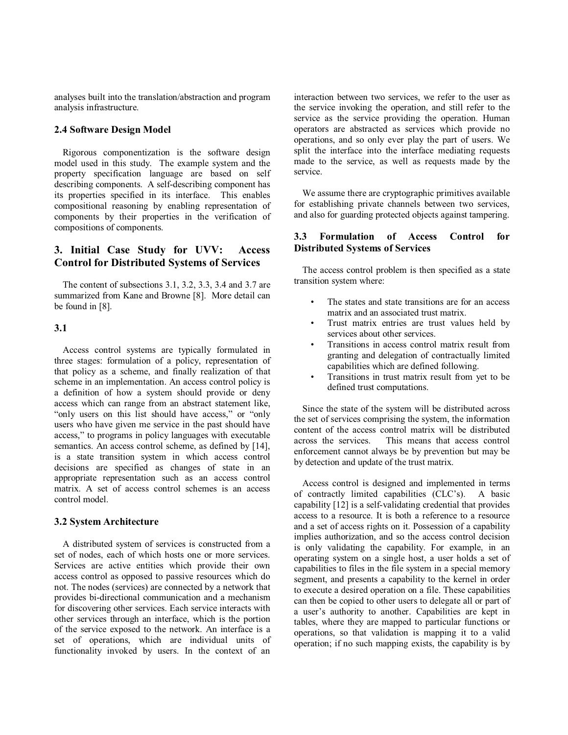analyses built into the translation/abstraction and program analysis infrastructure.

### 2.4 Software Design Model

Rigorous componentization is the software design model used in this study. The example system and the property specification language are based on self describing components. A self-describing component has its properties specified in its interface. This enables compositional reasoning by enabling representation of components by their properties in the verification of compositions of components.

## 3. Initial Case Study for UVV: Access Control for Distributed Systems of Services

The content of subsections 3.1, 3.2, 3.3, 3.4 and 3.7 are summarized from Kane and Browne [8]. More detail can be found in [8].

### 3.1

Access control systems are typically formulated in three stages: formulation of a policy, representation of that policy as a scheme, and finally realization of that scheme in an implementation. An access control policy is a definition of how a system should provide or deny access which can range from an abstract statement like, "only users on this list should have access," or "only users who have given me service in the past should have access," to programs in policy languages with executable semantics. An access control scheme, as defined by [14], is a state transition system in which access control decisions are specified as changes of state in an appropriate representation such as an access control matrix. A set of access control schemes is an access control model.

### 3.2 System Architecture

A distributed system of services is constructed from a set of nodes, each of which hosts one or more services. Services are active entities which provide their own access control as opposed to passive resources which do not. The nodes (services) are connected by a network that provides bi-directional communication and a mechanism for discovering other services. Each service interacts with other services through an interface, which is the portion of the service exposed to the network. An interface is a set of operations, which are individual units of functionality invoked by users. In the context of an interaction between two services, we refer to the user as the service invoking the operation, and still refer to the service as the service providing the operation. Human operators are abstracted as services which provide no operations, and so only ever play the part of users. We split the interface into the interface mediating requests made to the service, as well as requests made by the service.

We assume there are cryptographic primitives available for establishing private channels between two services, and also for guarding protected objects against tampering.

### 3.3 Formulation of Access Control for Distributed Systems of Services

The access control problem is then specified as a state transition system where:

- The states and state transitions are for an access matrix and an associated trust matrix.
- Trust matrix entries are trust values held by services about other services.
- Transitions in access control matrix result from granting and delegation of contractually limited capabilities which are defined following.
- Transitions in trust matrix result from yet to be defined trust computations.

Since the state of the system will be distributed across the set of services comprising the system, the information content of the access control matrix will be distributed across the services. This means that access control enforcement cannot always be by prevention but may be by detection and update of the trust matrix.

Access control is designed and implemented in terms of contractly limited capabilities (CLC's). A basic capability [12] is a self-validating credential that provides access to a resource. It is both a reference to a resource and a set of access rights on it. Possession of a capability implies authorization, and so the access control decision is only validating the capability. For example, in an operating system on a single host, a user holds a set of capabilities to files in the file system in a special memory segment, and presents a capability to the kernel in order to execute a desired operation on a file. These capabilities can then be copied to other users to delegate all or part of a user's authority to another. Capabilities are kept in tables, where they are mapped to particular functions or operations, so that validation is mapping it to a valid operation; if no such mapping exists, the capability is by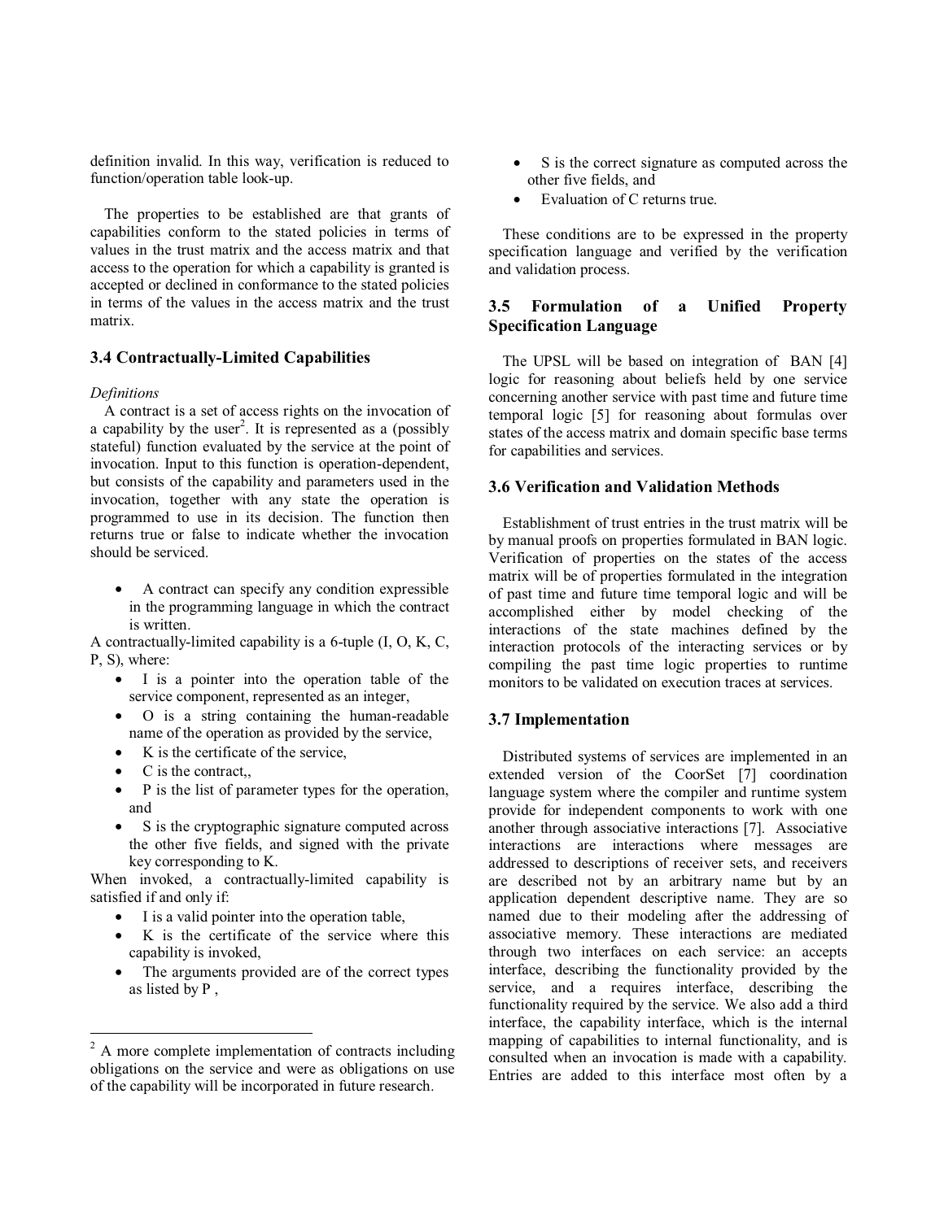definition invalid. In this way, verification is reduced to function/operation table look-up.

The properties to be established are that grants of capabilities conform to the stated policies in terms of values in the trust matrix and the access matrix and that access to the operation for which a capability is granted is accepted or declined in conformance to the stated policies in terms of the values in the access matrix and the trust matrix.

### 3.4 Contractually-Limited Capabilities

*Definitions*

A contract is a set of access rights on the invocation of a capability by the user[2]. It is represented as a (possibly stateful) function evaluated by the service at the point of invocation. Input to this function is operation-dependent, but consists of the capability and parameters used in the invocation, together with any state the operation is programmed to use in its decision. The function then returns true or false to indicate whether the invocation should be serviced.

- A contract can specify any condition expressible in the programming language in which the contract is written.

A contractually-limited capability is a 6-tuple (I, O, K, C, P, S), where:

- I is a pointer into the operation table of the service component, represented as an integer,
- O is a string containing the human-readable name of the operation as provided by the service,
- K is the certificate of the service,
- C is the contract,,
- P is the list of parameter types for the operation, and
- S is the cryptographic signature computed across the other five fields, and signed with the private key corresponding to K.

When invoked, a contractually-limited capability is satisfied if and only if:

- I is a valid pointer into the operation table,
- K is the certificate of the service where this capability is invoked,
- The arguments provided are of the correct types as listed by P ,
- S is the correct signature as computed across the other five fields, and
- Evaluation of C returns true.

These conditions are to be expressed in the property specification language and verified by the verification and validation process.

### 3.5 Formulation of a Unified Property Specification Language

The UPSL will be based on integration of BAN [4] logic for reasoning about beliefs held by one service concerning another service with past time and future time temporal logic [5] for reasoning about formulas over states of the access matrix and domain specific base terms for capabilities and services.

### 3.6 Verification and Validation Methods

Establishment of trust entries in the trust matrix will be by manual proofs on properties formulated in BAN logic. Verification of properties on the states of the access matrix will be of properties formulated in the integration of past time and future time temporal logic and will be accomplished either by model checking of the interactions of the state machines defined by the interaction protocols of the interacting services or by compiling the past time logic properties to runtime monitors to be validated on execution traces at services.

### 3.7 Implementation

Distributed systems of services are implemented in an extended version of the CoorSet [7] coordination language system where the compiler and runtime system provide for independent components to work with one another through associative interactions [7]. Associative interactions are interactions where messages are addressed to descriptions of receiver sets, and receivers are described not by an arbitrary name but by an application dependent descriptive name. They are so named due to their modeling after the addressing of associative memory. These interactions are mediated through two interfaces on each service: an accepts interface, describing the functionality provided by the service, and a requires interface, describing the functionality required by the service. We also add a third interface, the capability interface, which is the internal mapping of capabilities to internal functionality, and is consulted when an invocation is made with a capability. Entries are added to this interface most often by a

[2] A more complete implementation of contracts including obligations on the service and were as obligations on use of the capability will be incorporated in future research.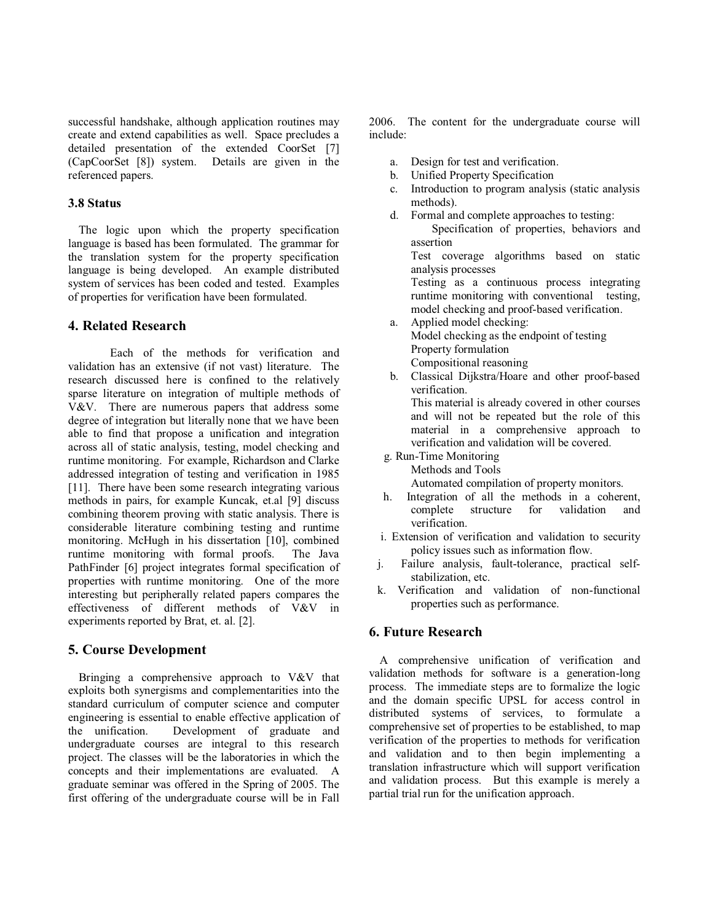successful handshake, although application routines may create and extend capabilities as well. Space precludes a detailed presentation of the extended CoorSet [7] (CapCoorSet [8]) system. Details are given in the referenced papers.

### 3.8 Status

The logic upon which the property specification language is based has been formulated. The grammar for the translation system for the property specification language is being developed. An example distributed system of services has been coded and tested. Examples of properties for verification have been formulated.

## 4. Related Research

Each of the methods for verification and validation has an extensive (if not vast) literature. The research discussed here is confined to the relatively sparse literature on integration of multiple methods of V&V. There are numerous papers that address some degree of integration but literally none that we have been able to find that propose a unification and integration across all of static analysis, testing, model checking and runtime monitoring. For example, Richardson and Clarke addressed integration of testing and verification in 1985 [11]. There have been some research integrating various methods in pairs, for example Kuncak, et.al [9] discuss combining theorem proving with static analysis. There is considerable literature combining testing and runtime monitoring. McHugh in his dissertation [10], combined runtime monitoring with formal proofs. The Java PathFinder [6] project integrates formal specification of properties with runtime monitoring. One of the more interesting but peripherally related papers compares the effectiveness of different methods of V&V in experiments reported by Brat, et. al. [2].

## 5. Course Development

Bringing a comprehensive approach to V&V that exploits both synergisms and complementarities into the standard curriculum of computer science and computer engineering is essential to enable effective application of the unification. Development of graduate and undergraduate courses are integral to this research project. The classes will be the laboratories in which the concepts and their implementations are evaluated. A graduate seminar was offered in the Spring of 2005. The first offering of the undergraduate course will be in Fall 2006. The content for the undergraduate course will include:

a. Design for test and verification.
b. Unified Property Specification
c. Introduction to program analysis (static analysis methods).
d. Formal and complete approaches to testing:
   Specification of properties, behaviors and assertion
   Test coverage algorithms based on static analysis processes
   Testing as a continuous process integrating runtime monitoring with conventional testing, model checking and proof-based verification.
a. Applied model checking:
   Model checking as the endpoint of testing
   Property formulation
   Compositional reasoning
b. Classical Dijkstra/Hoare and other proof-based verification.
   This material is already covered in other courses and will not be repeated but the role of this material in a comprehensive approach to verification and validation will be covered.
g. Run-Time Monitoring
   Methods and Tools
   Automated compilation of property monitors.
h. Integration of all the methods in a coherent, complete structure for validation and verification.
i. Extension of verification and validation to security policy issues such as information flow.
j. Failure analysis, fault-tolerance, practical self-stabilization, etc.
k. Verification and validation of non-functional properties such as performance.

## 6. Future Research

A comprehensive unification of verification and validation methods for software is a generation-long process. The immediate steps are to formalize the logic and the domain specific UPSL for access control in distributed systems of services, to formulate a comprehensive set of properties to be established, to map verification of the properties to methods for verification and validation and to then begin implementing a translation infrastructure which will support verification and validation process. But this example is merely a partial trial run for the unification approach.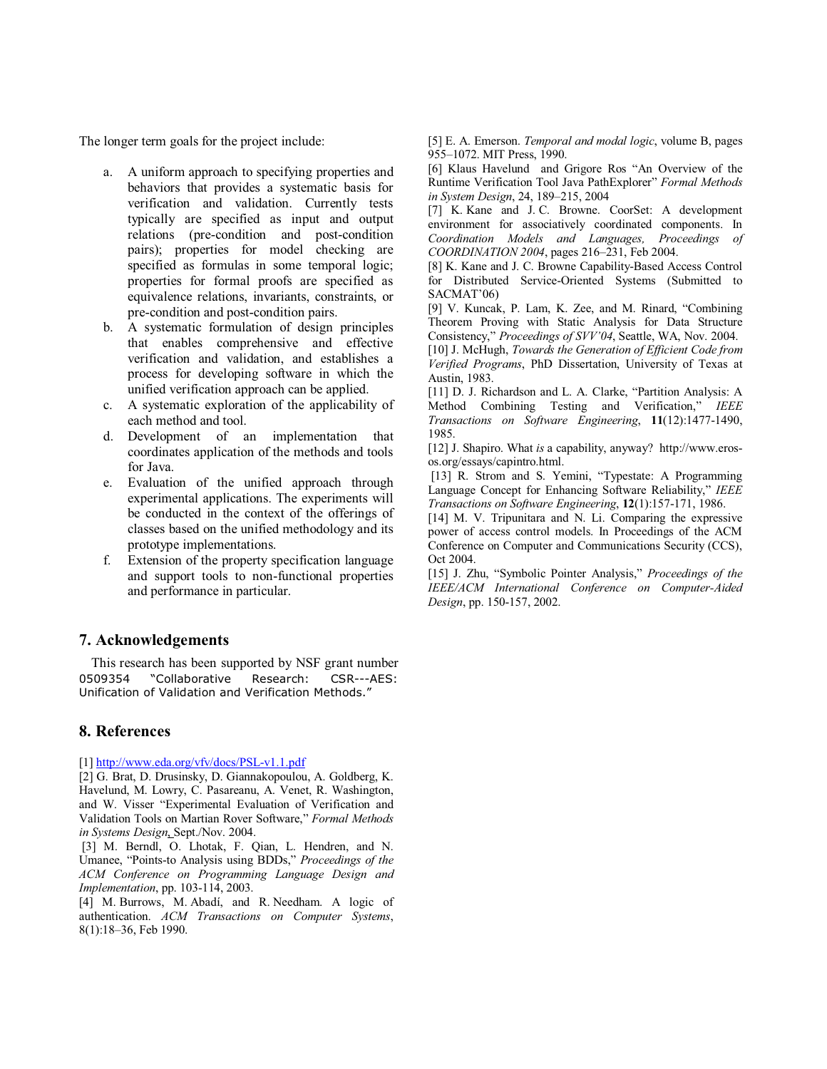The longer term goals for the project include:

a. A uniform approach to specifying properties and behaviors that provides a systematic basis for verification and validation. Currently tests typically are specified as input and output relations (pre-condition and post-condition pairs); properties for model checking are specified as formulas in some temporal logic; properties for formal proofs are specified as equivalence relations, invariants, constraints, or pre-condition and post-condition pairs.
b. A systematic formulation of design principles that enables comprehensive and effective verification and validation, and establishes a process for developing software in which the unified verification approach can be applied.
c. A systematic exploration of the applicability of each method and tool.
d. Development of an implementation that coordinates application of the methods and tools for Java.
e. Evaluation of the unified approach through experimental applications. The experiments will be conducted in the context of the offerings of classes based on the unified methodology and its prototype implementations.
f. Extension of the property specification language and support tools to non-functional properties and performance in particular.

## 7. Acknowledgements

This research has been supported by NSF grant number 0509354 "Collaborative Research: CSR---AES: Unification of Validation and Verification Methods."

## 8. References

[1] http://www.eda.org/vfv/docs/PSL-v1.1.pdf

[2] G. Brat, D. Drusinsky, D. Giannakopoulou, A. Goldberg, K. Havelund, M. Lowry, C. Pasareanu, A. Venet, R. Washington, and W. Visser "Experimental Evaluation of Verification and Validation Tools on Martian Rover Software," *Formal Methods in Systems Design*, Sept./Nov. 2004.

[3] M. Berndl, O. Lhotak, F. Qian, L. Hendren, and N. Umanee, "Points-to Analysis using BDDs," *Proceedings of the ACM Conference on Programming Language Design and Implementation*, pp. 103-114, 2003.

[4] M. Burrows, M. Abadí, and R. Needham. A logic of authentication. *ACM Transactions on Computer Systems*, 8(1):18–36, Feb 1990.

[5] E. A. Emerson. *Temporal and modal logic*, volume B, pages 955–1072. MIT Press, 1990.

[6] Klaus Havelund and Grigore Ros "An Overview of the Runtime Verification Tool Java PathExplorer" *Formal Methods in System Design*, 24, 189–215, 2004

[7] K. Kane and J. C. Browne. CoorSet: A development environment for associatively coordinated components. In *Coordination Models and Languages, Proceedings of COORDINATION 2004*, pages 216–231, Feb 2004.

[8] K. Kane and J. C. Browne Capability-Based Access Control for Distributed Service-Oriented Systems (Submitted to SACMAT'06)

[9] V. Kuncak, P. Lam, K. Zee, and M. Rinard, "Combining Theorem Proving with Static Analysis for Data Structure Consistency," *Proceedings of SVV'04*, Seattle, WA, Nov. 2004.

[10] J. McHugh, *Towards the Generation of Efficient Code from Verified Programs*, PhD Dissertation, University of Texas at Austin, 1983.

[11] D. J. Richardson and L. A. Clarke, "Partition Analysis: A Method Combining Testing and Verification," *IEEE Transactions on Software Engineering*, **11**(12):1477-1490, 1985.

[12] J. Shapiro. What *is* a capability, anyway? http://www.eros-os.org/essays/capintro.html.

[13] R. Strom and S. Yemini, "Typestate: A Programming Language Concept for Enhancing Software Reliability," *IEEE Transactions on Software Engineering*, **12**(1):157-171, 1986.

[14] M. V. Tripunitara and N. Li. Comparing the expressive power of access control models. In Proceedings of the ACM Conference on Computer and Communications Security (CCS), Oct 2004.

[15] J. Zhu, "Symbolic Pointer Analysis," *Proceedings of the IEEE/ACM International Conference on Computer-Aided Design*, pp. 150-157, 2002.